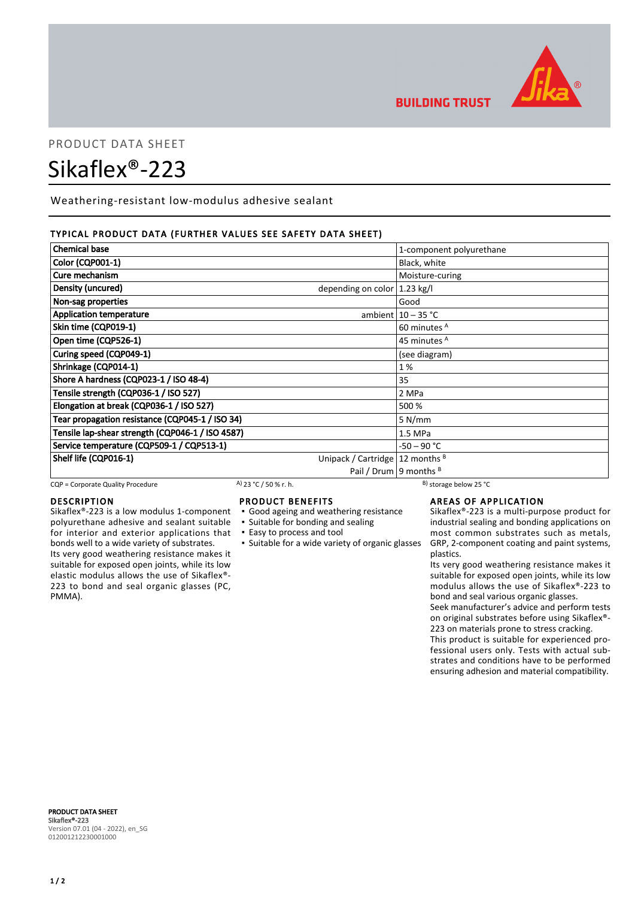PRODUCT DATA SHEET

# Sikaflex®-223

Weathering-resistant low-modulus adhesive sealant

## TYPICAL PRODUCT DATA (FURTHER VALUES SEE SAFETY DATA SHEET)

| Property | Condition | Value |
|---|---|---|
| Chemical base | | 1-component polyurethane |
| Color (CQP001-1) | | Black, white |
| Cure mechanism | | Moisture-curing |
| Density (uncured) | depending on color | 1.23 kg/l |
| Non-sag properties | | Good |
| Application temperature | ambient | 10 – 35 °C |
| Skin time (CQP019-1) | | 60 minutes [A] |
| Open time (CQP526-1) | | 45 minutes [A] |
| Curing speed (CQP049-1) | | (see diagram) |
| Shrinkage (CQP014-1) | | 1 % |
| Shore A hardness (CQP023-1 / ISO 48-4) | | 35 |
| Tensile strength (CQP036-1 / ISO 527) | | 2 MPa |
| Elongation at break (CQP036-1 / ISO 527) | | 500 % |
| Tear propagation resistance (CQP045-1 / ISO 34) | | 5 N/mm |
| Tensile lap-shear strength (CQP046-1 / ISO 4587) | | 1.5 MPa |
| Service temperature (CQP509-1 / CQP513-1) | | -50 – 90 °C |
| Shelf life (CQP016-1) | Unipack / Cartridge | 12 months [B] |
| | Pail / Drum | 9 months [B] |

CQP = Corporate Quality Procedure  [A] 23 °C / 50 % r. h.  [B] storage below 25 °C

## DESCRIPTION

Sikaflex®-223 is a low modulus 1-component polyurethane adhesive and sealant suitable for interior and exterior applications that bonds well to a wide variety of substrates.
Its very good weathering resistance makes it suitable for exposed open joints, while its low elastic modulus allows the use of Sikaflex®-223 to bond and seal organic glasses (PC, PMMA).

## PRODUCT BENEFITS

- Good ageing and weathering resistance
- Suitable for bonding and sealing
- Easy to process and tool
- Suitable for a wide variety of organic glasses

## AREAS OF APPLICATION

Sikaflex®-223 is a multi-purpose product for industrial sealing and bonding applications on most common substrates such as metals, GRP, 2-component coating and paint systems, plastics.
Its very good weathering resistance makes it suitable for exposed open joints, while its low modulus allows the use of Sikaflex®-223 to bond and seal various organic glasses.
Seek manufacturer's advice and perform tests on original substrates before using Sikaflex®-223 on materials prone to stress cracking.
This product is suitable for experienced professional users only. Tests with actual substrates and conditions have to be performed ensuring adhesion and material compatibility.

**PRODUCT DATA SHEET**
**Sikaflex®-223**
Version 07.01 (04 - 2022), en_SG
012001212230001000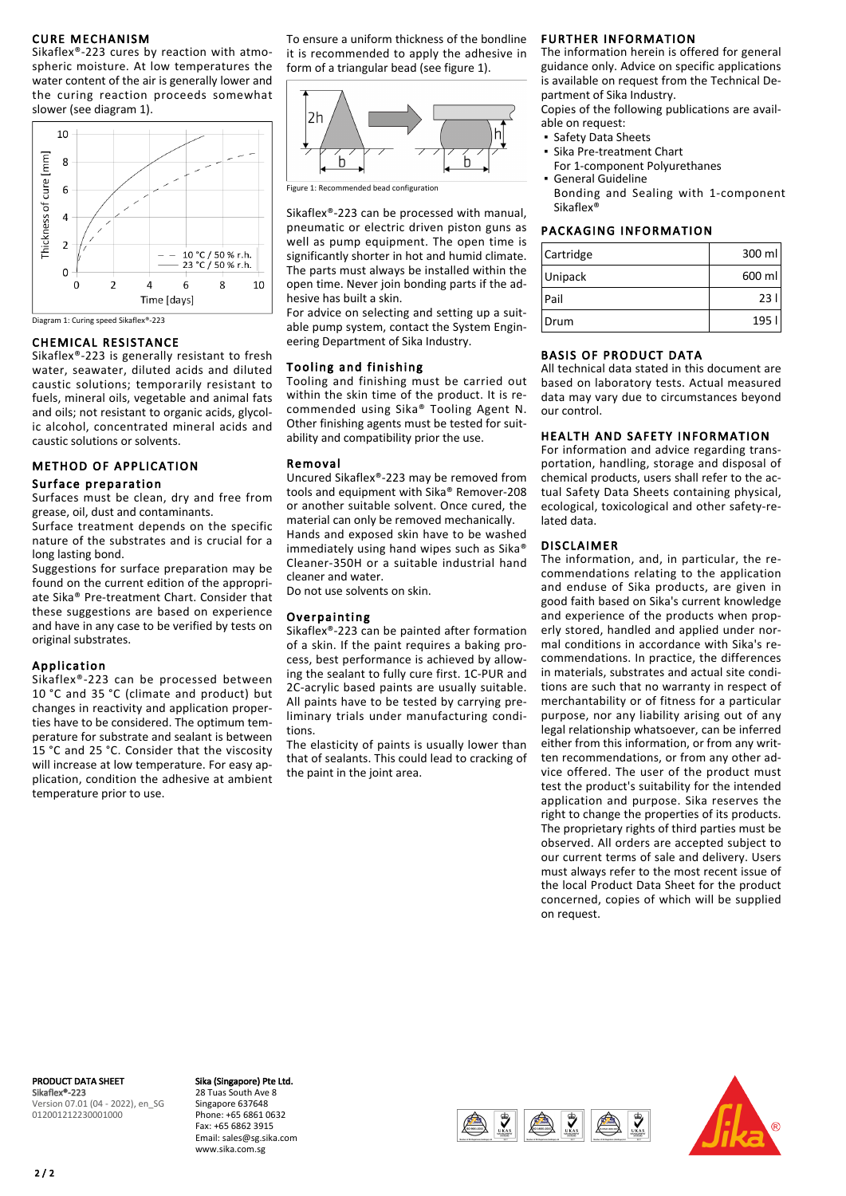## CURE MECHANISM

Sikaflex®-223 cures by reaction with atmospheric moisture. At low temperatures the water content of the air is generally lower and the curing reaction proceeds somewhat slower (see diagram 1).

Thickness of cure [mm]
10
8
6
4
2
0
0 2 4 6 8 10
Time [days]
10 °C / 50 % r.h.
23 °C / 50 % r.h.

Diagram 1: Curing speed Sikaflex®-223

## CHEMICAL RESISTANCE

Sikaflex®-223 is generally resistant to fresh water, seawater, diluted acids and diluted caustic solutions; temporarily resistant to fuels, mineral oils, vegetable and animal fats and oils; not resistant to organic acids, glycolic alcohol, concentrated mineral acids and caustic solutions or solvents.

## METHOD OF APPLICATION

### Surface preparation

Surfaces must be clean, dry and free from grease, oil, dust and contaminants.

Surface treatment depends on the specific nature of the substrates and is crucial for a long lasting bond.

Suggestions for surface preparation may be found on the current edition of the appropriate Sika® Pre-treatment Chart. Consider that these suggestions are based on experience and have in any case to be verified by tests on original substrates.

### Application

Sikaflex®-223 can be processed between 10 °C and 35 °C (climate and product) but changes in reactivity and application properties have to be considered. The optimum temperature for substrate and sealant is between 15 °C and 25 °C. Consider that the viscosity will increase at low temperature. For easy application, condition the adhesive at ambient temperature prior to use.

To ensure a uniform thickness of the bondline it is recommended to apply the adhesive in form of a triangular bead (see figure 1).

2h
b
h
b

Figure 1: Recommended bead configuration

Sikaflex®-223 can be processed with manual, pneumatic or electric driven piston guns as well as pump equipment. The open time is significantly shorter in hot and humid climate. The parts must always be installed within the open time. Never join bonding parts if the adhesive has built a skin.

For advice on selecting and setting up a suitable pump system, contact the System Engineering Department of Sika Industry.

### Tooling and finishing

Tooling and finishing must be carried out within the skin time of the product. It is recommended using Sika® Tooling Agent N. Other finishing agents must be tested for suitability and compatibility prior the use.

### Removal

Uncured Sikaflex®-223 may be removed from tools and equipment with Sika® Remover-208 or another suitable solvent. Once cured, the material can only be removed mechanically.

Hands and exposed skin have to be washed immediately using hand wipes such as Sika® Cleaner-350H or a suitable industrial hand cleaner and water.

Do not use solvents on skin.

### Overpainting

Sikaflex®-223 can be painted after formation of a skin. If the paint requires a baking process, best performance is achieved by allowing the sealant to fully cure first. 1C-PUR and 2C-acrylic based paints are usually suitable. All paints have to be tested by carrying preliminary trials under manufacturing conditions.

The elasticity of paints is usually lower than that of sealants. This could lead to cracking of the paint in the joint area.

## FURTHER INFORMATION

The information herein is offered for general guidance only. Advice on specific applications is available on request from the Technical Department of Sika Industry.

Copies of the following publications are available on request:

- Safety Data Sheets
- Sika Pre-treatment Chart
  For 1-component Polyurethanes
- General Guideline
  Bonding and Sealing with 1-component Sikaflex®

## PACKAGING INFORMATION

| | |
|---|---|
| Cartridge | 300 ml |
| Unipack | 600 ml |
| Pail | 23 l |
| Drum | 195 l |

## BASIS OF PRODUCT DATA

All technical data stated in this document are based on laboratory tests. Actual measured data may vary due to circumstances beyond our control.

## HEALTH AND SAFETY INFORMATION

For information and advice regarding transportation, handling, storage and disposal of chemical products, users shall refer to the actual Safety Data Sheets containing physical, ecological, toxicological and other safety-related data.

## DISCLAIMER

The information, and, in particular, the recommendations relating to the application and enduse of Sika products, are given in good faith based on Sika's current knowledge and experience of the products when properly stored, handled and applied under normal conditions in accordance with Sika's recommendations. In practice, the differences in materials, substrates and actual site conditions are such that no warranty in respect of merchantability or of fitness for a particular purpose, nor any liability arising out of any legal relationship whatsoever, can be inferred either from this information, or from any written recommendations, or from any other advice offered. The user of the product must test the product's suitability for the intended application and purpose. Sika reserves the right to change the properties of its products. The proprietary rights of third parties must be observed. All orders are accepted subject to our current terms of sale and delivery. Users must always refer to the most recent issue of the local Product Data Sheet for the product concerned, copies of which will be supplied on request.

**PRODUCT DATA SHEET**
**Sikaflex®-223**
Version 07.01 (04 - 2022), en_SG
012001212230001000

**Sika (Singapore) Pte Ltd.**
28 Tuas South Ave 8
Singapore 637648
Phone: +65 6861 0632
Fax: +65 6862 3915
Email: sales@sg.sika.com
www.sika.com.sg